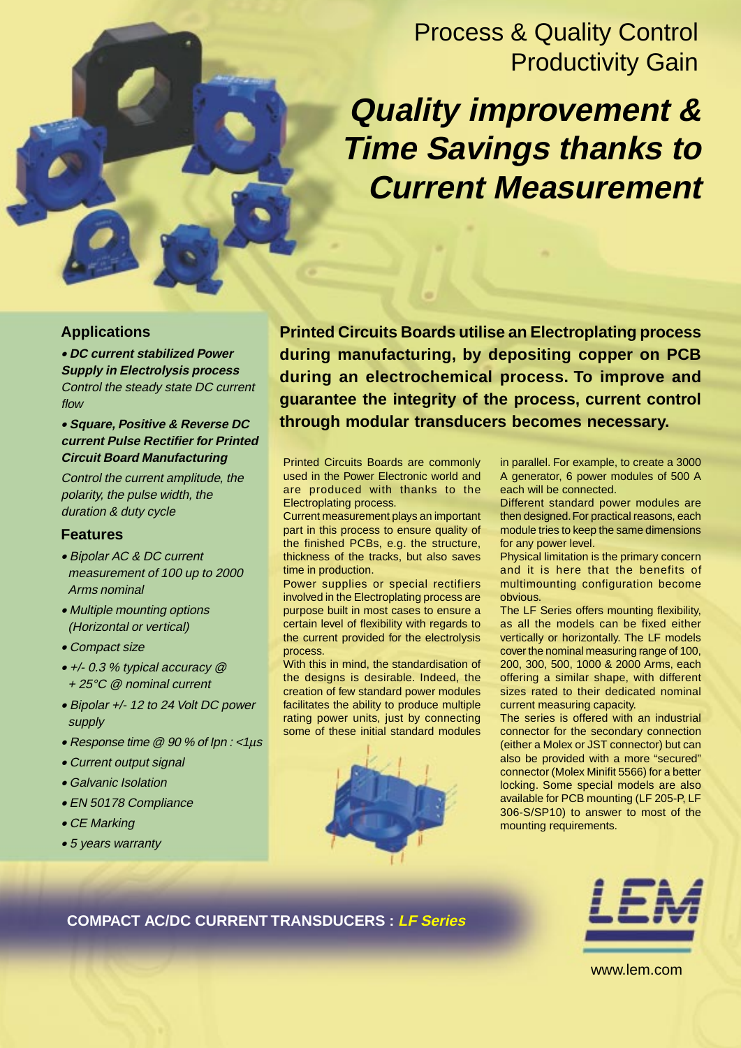Process & Quality Control
Productivity Gain

# *Quality improvement & Time Savings thanks to Current Measurement*

## Applications

- ***DC current stabilized Power Supply in Electrolysis process***
  *Control the steady state DC current flow*
- ***Square, Positive & Reverse DC current Pulse Rectifier for Printed Circuit Board Manufacturing***
  *Control the current amplitude, the polarity, the pulse width, the duration & duty cycle*

## Features

- *Bipolar AC & DC current measurement of 100 up to 2000 Arms nominal*
- *Multiple mounting options (Horizontal or vertical)*
- *Compact size*
- *+/- 0.3 % typical accuracy @ + 25°C @ nominal current*
- *Bipolar +/- 12 to 24 Volt DC power supply*
- *Response time @ 90 % of Ipn : <1µs*
- *Current output signal*
- *Galvanic Isolation*
- *EN 50178 Compliance*
- *CE Marking*
- *5 years warranty*

**Printed Circuits Boards utilise an Electroplating process during manufacturing, by depositing copper on PCB during an electrochemical process. To improve and guarantee the integrity of the process, current control through modular transducers becomes necessary.**

Printed Circuits Boards are commonly used in the Power Electronic world and are produced with thanks to the Electroplating process.

Current measurement plays an important part in this process to ensure quality of the finished PCBs, e.g. the structure, thickness of the tracks, but also saves time in production.

Power supplies or special rectifiers involved in the Electroplating process are purpose built in most cases to ensure a certain level of flexibility with regards to the current provided for the electrolysis process.

With this in mind, the standardisation of the designs is desirable. Indeed, the creation of few standard power modules facilitates the ability to produce multiple rating power units, just by connecting some of these initial standard modules in parallel. For example, to create a 3000 A generator, 6 power modules of 500 A each will be connected.

Different standard power modules are then designed. For practical reasons, each module tries to keep the same dimensions for any power level.

Physical limitation is the primary concern and it is here that the benefits of multimounting configuration become obvious.

The LF Series offers mounting flexibility, as all the models can be fixed either vertically or horizontally. The LF models cover the nominal measuring range of 100, 200, 300, 500, 1000 & 2000 Arms, each offering a similar shape, with different sizes rated to their dedicated nominal current measuring capacity.

The series is offered with an industrial connector for the secondary connection (either a Molex or JST connector) but can also be provided with a more "secured" connector (Molex Minifit 5566) for a better locking. Some special models are also available for PCB mounting (LF 205-P, LF 306-S/SP10) to answer to most of the mounting requirements.

**COMPACT AC/DC CURRENT TRANSDUCERS : *LF Series***

LEM

www.lem.com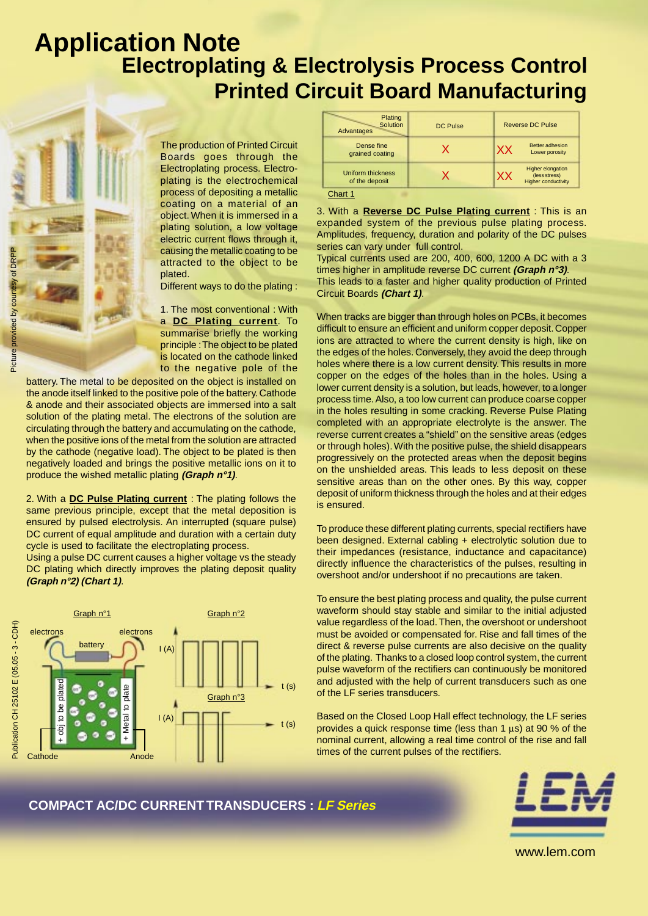# Application Note

## Electroplating & Electrolysis Process Control

## Printed Circuit Board Manufacturing

The production of Printed Circuit Boards goes through the Electroplating process. Electroplating is the electrochemical process of depositing a metallic coating on a material of an object. When it is immersed in a plating solution, a low voltage electric current flows through it, causing the metallic coating to be attracted to the object to be plated.

Different ways to do the plating :

1. The most conventional : With a **DC Plating current**. To summarise briefly the working principle : The object to be plated is located on the cathode linked to the negative pole of the battery. The metal to be deposited on the object is installed on the anode itself linked to the positive pole of the battery. Cathode & anode and their associated objects are immersed into a salt solution of the plating metal. The electrons of the solution are circulating through the battery and accumulating on the cathode, when the positive ions of the metal from the solution are attracted by the cathode (negative load). The object to be plated is then negatively loaded and brings the positive metallic ions on it to produce the wished metallic plating ***(Graph n°1)***.

2. With a **DC Pulse Plating current** : The plating follows the same previous principle, except that the metal deposition is ensured by pulsed electrolysis. An interrupted (square pulse) DC current of equal amplitude and duration with a certain duty cycle is used to facilitate the electroplating process.

Using a pulse DC current causes a higher voltage vs the steady DC plating which directly improves the plating deposit quality ***(Graph n°2) (Chart 1)***.

Graph n°1

electrons
battery
electrons
+ obj to be plated
+ Metal to plate
Cathode
Anode

Graph n°2

I (A)
t (s)

Graph n°3

I (A)
t (s)

| Advantages / Plating Solution | DC Pulse | Reverse DC Pulse | |
|---|---|---|---|
| Dense fine grained coating | X | XX | Better adhesion Lower porosity |
| Uniform thickness of the deposit | X | XX | Higher elongation (less stress) Higher conductivity |

Chart 1

3. With a **Reverse DC Pulse Plating current** : This is an expanded system of the previous pulse plating process. Amplitudes, frequency, duration and polarity of the DC pulses series can vary under full control.

Typical currents used are 200, 400, 600, 1200 A DC with a 3 times higher in amplitude reverse DC current ***(Graph n°3)***.

This leads to a faster and higher quality production of Printed Circuit Boards ***(Chart 1)***.

When tracks are bigger than through holes on PCBs, it becomes difficult to ensure an efficient and uniform copper deposit. Copper ions are attracted to where the current density is high, like on the edges of the holes. Conversely, they avoid the deep through holes where there is a low current density. This results in more copper on the edges of the holes than in the holes. Using a lower current density is a solution, but leads, however, to a longer process time. Also, a too low current can produce coarse copper in the holes resulting in some cracking. Reverse Pulse Plating completed with an appropriate electrolyte is the answer. The reverse current creates a "shield" on the sensitive areas (edges or through holes). With the positive pulse, the shield disappears progressively on the protected areas when the deposit begins on the unshielded areas. This leads to less deposit on these sensitive areas than on the other ones. By this way, copper deposit of uniform thickness through the holes and at their edges is ensured.

To produce these different plating currents, special rectifiers have been designed. External cabling + electrolytic solution due to their impedances (resistance, inductance and capacitance) directly influence the characteristics of the pulses, resulting in overshoot and/or undershoot if no precautions are taken.

To ensure the best plating process and quality, the pulse current waveform should stay stable and similar to the initial adjusted value regardless of the load. Then, the overshoot or undershoot must be avoided or compensated for. Rise and fall times of the direct & reverse pulse currents are also decisive on the quality of the plating. Thanks to a closed loop control system, the current pulse waveform of the rectifiers can continuously be monitored and adjusted with the help of current transducers such as one of the LF series transducers.

Based on the Closed Loop Hall effect technology, the LF series provides a quick response time (less than 1 µs) at 90 % of the nominal current, allowing a real time control of the rise and fall times of the current pulses of the rectifiers.

Picture provided by courtesy of DRPP

Publication CH 25102 E (05.05 - 3 - CDH)

**COMPACT AC/DC CURRENT TRANSDUCERS : *LF Series***

www.lem.com